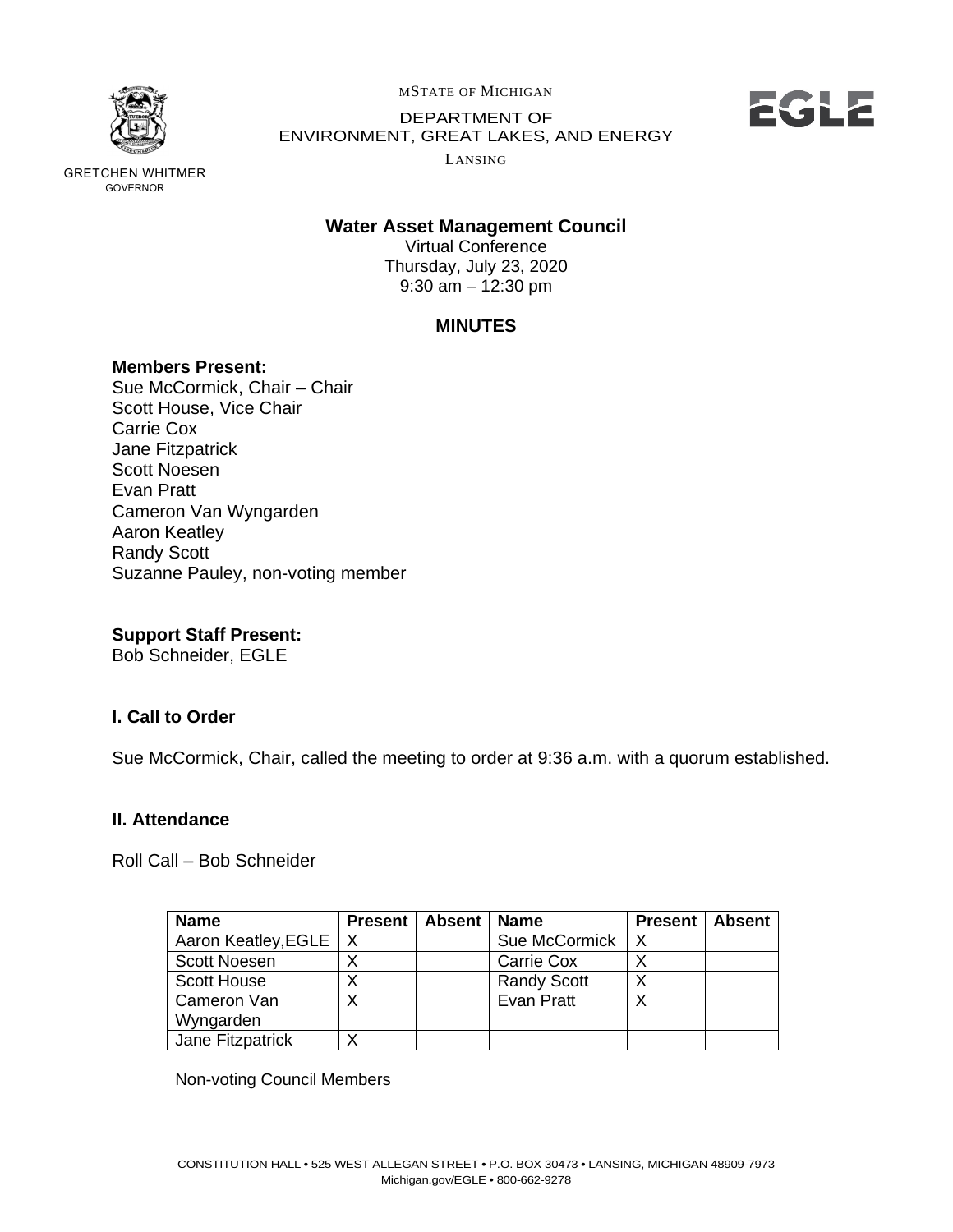MSTATE OF MICHIGAN

DEPARTMENT OF
ENVIRONMENT, GREAT LAKES, AND ENERGY

LANSING

GRETCHEN WHITMER
GOVERNOR

EGLE

**Water Asset Management Council**

Virtual Conference
Thursday, July 23, 2020
9:30 am – 12:30 pm

**MINUTES**

**Members Present:**
Sue McCormick, Chair – Chair
Scott House, Vice Chair
Carrie Cox
Jane Fitzpatrick
Scott Noesen
Evan Pratt
Cameron Van Wyngarden
Aaron Keatley
Randy Scott
Suzanne Pauley, non-voting member

**Support Staff Present:**
Bob Schneider, EGLE

### I. Call to Order

Sue McCormick, Chair, called the meeting to order at 9:36 a.m. with a quorum established.

### II. Attendance

Roll Call – Bob Schneider

| Name | Present | Absent | Name | Present | Absent |
|---|---|---|---|---|---|
| Aaron Keatley,EGLE | X | | Sue McCormick | X | |
| Scott Noesen | X | | Carrie Cox | X | |
| Scott House | X | | Randy Scott | X | |
| Cameron Van Wyngarden | X | | Evan Pratt | X | |
| Jane Fitzpatrick | X | | | | |

Non-voting Council Members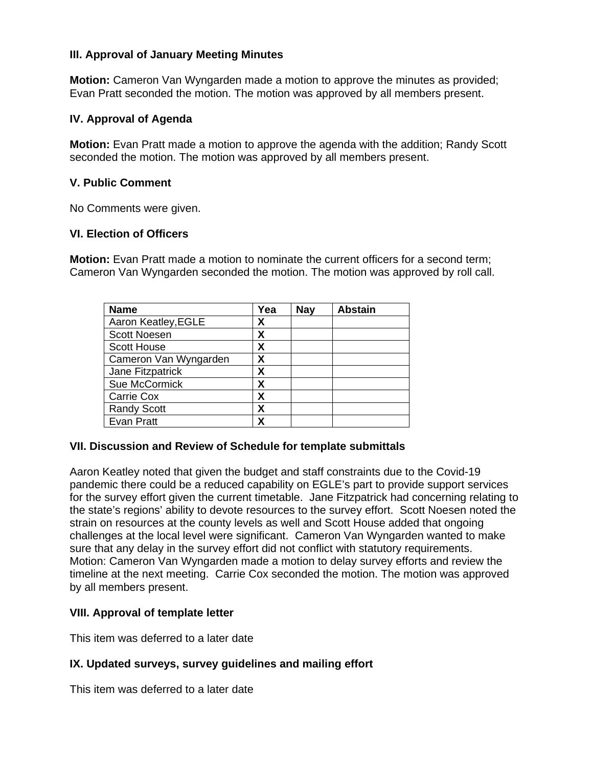### III. Approval of January Meeting Minutes

**Motion:** Cameron Van Wyngarden made a motion to approve the minutes as provided; Evan Pratt seconded the motion. The motion was approved by all members present.

### IV. Approval of Agenda

**Motion:** Evan Pratt made a motion to approve the agenda with the addition; Randy Scott seconded the motion. The motion was approved by all members present.

### V. Public Comment

No Comments were given.

### VI. Election of Officers

**Motion:** Evan Pratt made a motion to nominate the current officers for a second term; Cameron Van Wyngarden seconded the motion. The motion was approved by roll call.

| Name | Yea | Nay | Abstain |
|---|---|---|---|
| Aaron Keatley,EGLE | X | | |
| Scott Noesen | X | | |
| Scott House | X | | |
| Cameron Van Wyngarden | X | | |
| Jane Fitzpatrick | X | | |
| Sue McCormick | X | | |
| Carrie Cox | X | | |
| Randy Scott | X | | |
| Evan Pratt | X | | |

### VII. Discussion and Review of Schedule for template submittals

Aaron Keatley noted that given the budget and staff constraints due to the Covid-19 pandemic there could be a reduced capability on EGLE's part to provide support services for the survey effort given the current timetable. Jane Fitzpatrick had concerning relating to the state's regions' ability to devote resources to the survey effort. Scott Noesen noted the strain on resources at the county levels as well and Scott House added that ongoing challenges at the local level were significant. Cameron Van Wyngarden wanted to make sure that any delay in the survey effort did not conflict with statutory requirements. Motion: Cameron Van Wyngarden made a motion to delay survey efforts and review the timeline at the next meeting. Carrie Cox seconded the motion. The motion was approved by all members present.

### VIII. Approval of template letter

This item was deferred to a later date

### IX. Updated surveys, survey guidelines and mailing effort

This item was deferred to a later date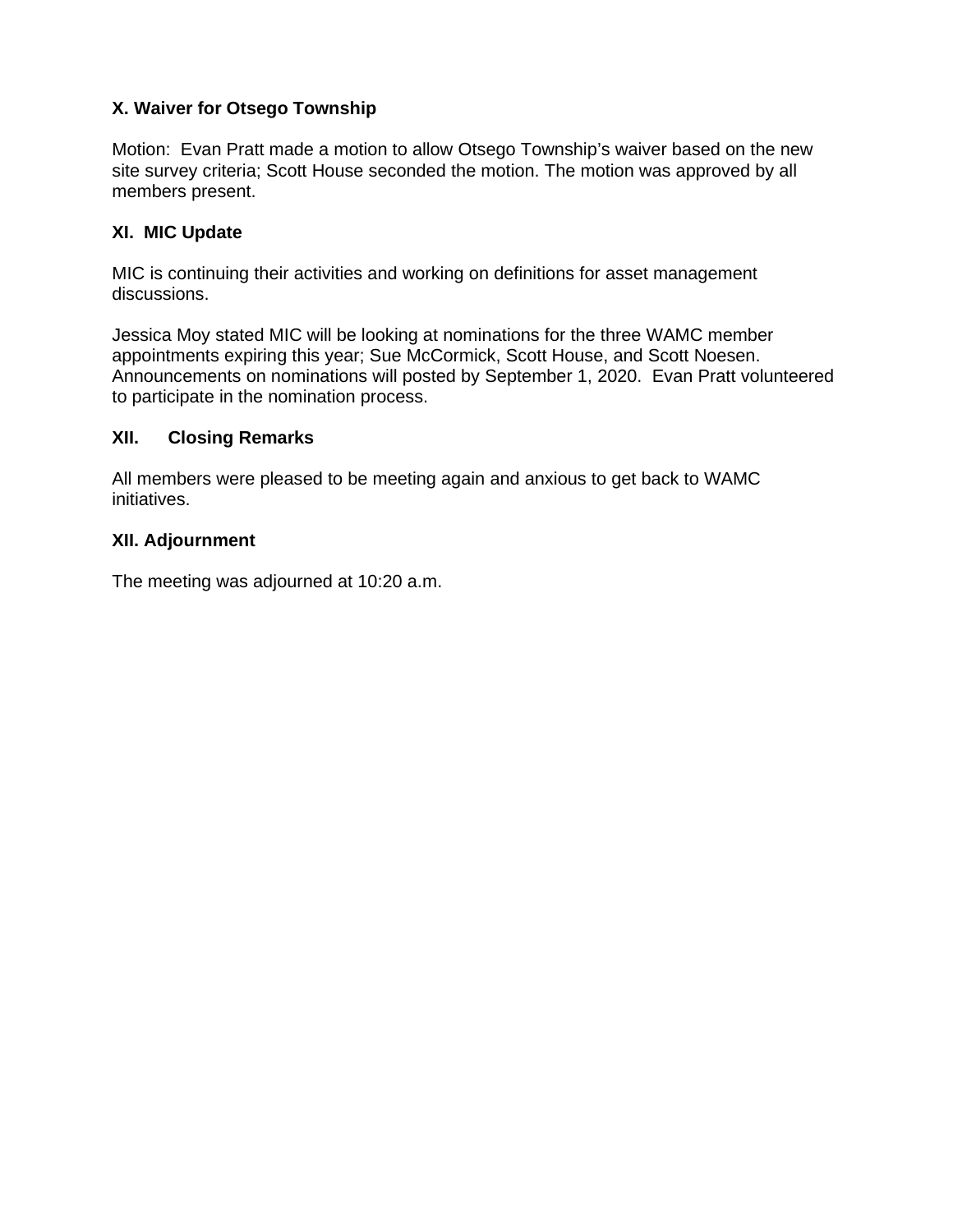### X. Waiver for Otsego Township

Motion: Evan Pratt made a motion to allow Otsego Township's waiver based on the new site survey criteria; Scott House seconded the motion. The motion was approved by all members present.

### XI. MIC Update

MIC is continuing their activities and working on definitions for asset management discussions.

Jessica Moy stated MIC will be looking at nominations for the three WAMC member appointments expiring this year; Sue McCormick, Scott House, and Scott Noesen. Announcements on nominations will posted by September 1, 2020. Evan Pratt volunteered to participate in the nomination process.

### XII. Closing Remarks

All members were pleased to be meeting again and anxious to get back to WAMC initiatives.

### XII. Adjournment

The meeting was adjourned at 10:20 a.m.